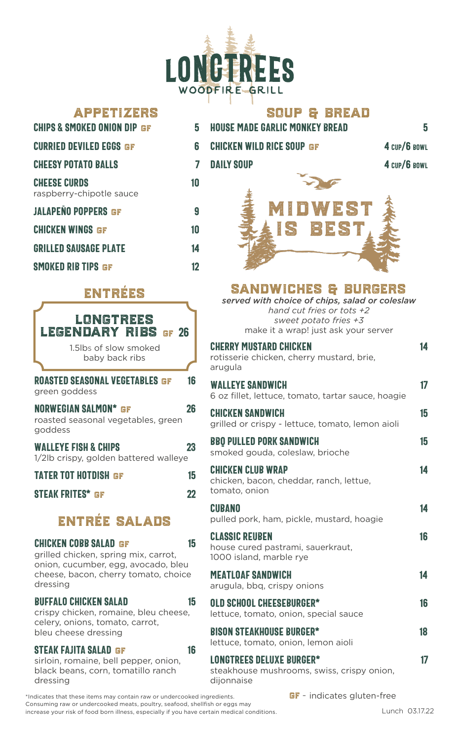# LONGTREES
WOODFIRE GRILL

## APPETIZERS

**CHIPS & SMOKED ONION DIP** GF — 5

**CURRIED DEVILED EGGS** GF — 6

**CHEESY POTATO BALLS** — 7

**CHEESE CURDS** — 10
raspberry-chipotle sauce

**JALAPEÑO POPPERS** GF — 9

**CHICKEN WINGS** GF — 10

**GRILLED SAUSAGE PLATE** — 14

**SMOKED RIB TIPS** GF — 12

## ENTRÉES

**LONGTREES LEGENDARY RIBS** GF — 26
1.5lbs of slow smoked baby back ribs

**ROASTED SEASONAL VEGETABLES** GF — 16
green goddess

**NORWEGIAN SALMON*** GF — 26
roasted seasonal vegetables, green goddess

**WALLEYE FISH & CHIPS** — 23
1/2lb crispy, golden battered walleye

**TATER TOT HOTDISH** GF — 15

**STEAK FRITES*** GF — 22

## ENTRÉE SALADS

**CHICKEN COBB SALAD** GF — 15
grilled chicken, spring mix, carrot, onion, cucumber, egg, avocado, bleu cheese, bacon, cherry tomato, choice dressing

**BUFFALO CHICKEN SALAD** — 15
crispy chicken, romaine, bleu cheese, celery, onions, tomato, carrot, bleu cheese dressing

**STEAK FAJITA SALAD** GF — 16
sirloin, romaine, bell pepper, onion, black beans, corn, tomatillo ranch dressing

## SOUP & BREAD

**HOUSE MADE GARLIC MONKEY BREAD** — 5

**CHICKEN WILD RICE SOUP** GF — 4 CUP/6 BOWL

**DAILY SOUP** — 4 CUP/6 BOWL

MIDWEST IS BEST

## SANDWICHES & BURGERS

*served with choice of chips, salad or coleslaw*
*hand cut fries or tots +2*
*sweet potato fries +3*
make it a wrap! just ask your server

**CHERRY MUSTARD CHICKEN** — 14
rotisserie chicken, cherry mustard, brie, arugula

**WALLEYE SANDWICH** — 17
6 oz fillet, lettuce, tomato, tartar sauce, hoagie

**CHICKEN SANDWICH** — 15
grilled or crispy - lettuce, tomato, lemon aioli

**BBQ PULLED PORK SANDWICH** — 15
smoked gouda, coleslaw, brioche

**CHICKEN CLUB WRAP** — 14
chicken, bacon, cheddar, ranch, lettuce, tomato, onion

**CUBANO** — 14
pulled pork, ham, pickle, mustard, hoagie

**CLASSIC REUBEN** — 16
house cured pastrami, sauerkraut, 1000 island, marble rye

**MEATLOAF SANDWICH** — 14
arugula, bbq, crispy onions

**OLD SCHOOL CHEESEBURGER*** — 16
lettuce, tomato, onion, special sauce

**BISON STEAKHOUSE BURGER*** — 18
lettuce, tomato, onion, lemon aioli

**LONGTREES DELUXE BURGER*** — 17
steakhouse mushrooms, swiss, crispy onion, dijonnaise

*Indicates that these items may contain raw or undercooked ingredients. Consuming raw or undercooked meats, poultry, seafood, shellfish or eggs may increase your risk of food born illness, especially if you have certain medical conditions.

GF - indicates gluten-free

Lunch 03.17.22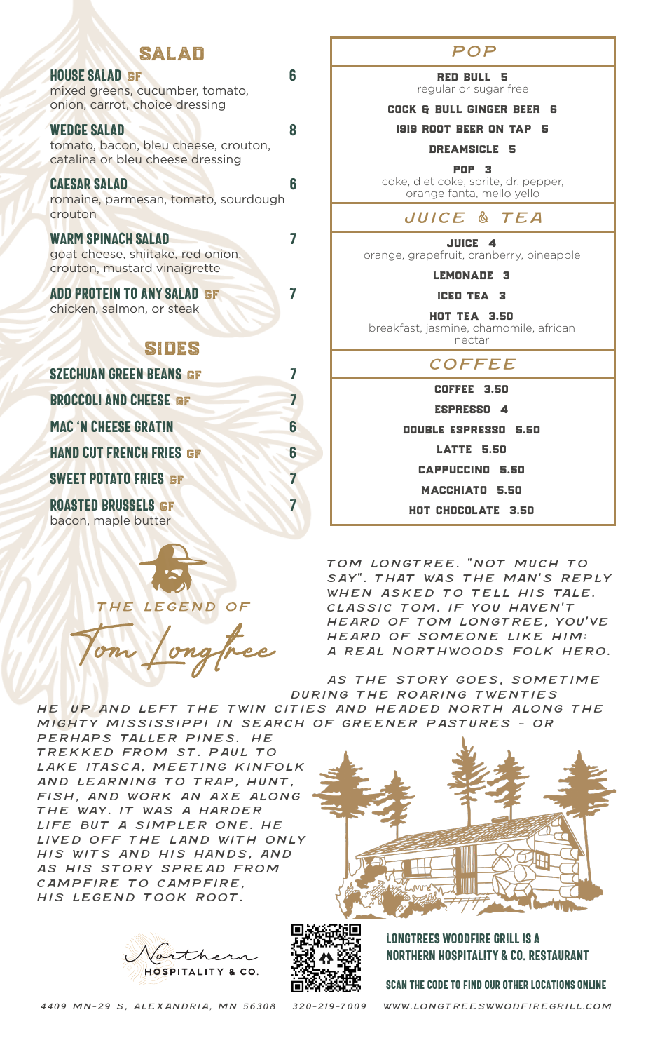## SALAD

**HOUSE SALAD** GF — 6
mixed greens, cucumber, tomato, onion, carrot, choice dressing

**WEDGE SALAD** — 8
tomato, bacon, bleu cheese, crouton, catalina or bleu cheese dressing

**CAESAR SALAD** — 6
romaine, parmesan, tomato, sourdough crouton

**WARM SPINACH SALAD** — 7
goat cheese, shiitake, red onion, crouton, mustard vinaigrette

**ADD PROTEIN TO ANY SALAD** GF — 7
chicken, salmon, or steak

## SIDES

**SZECHUAN GREEN BEANS** GF — 7

**BROCCOLI AND CHEESE** GF — 7

**MAC 'N CHEESE GRATIN** — 6

**HAND CUT FRENCH FRIES** GF — 6

**SWEET POTATO FRIES** GF — 7

**ROASTED BRUSSELS** GF — 7
bacon, maple butter

## POP

**RED BULL 5**
regular or sugar free

**COCK & BULL GINGER BEER 6**

**1919 ROOT BEER ON TAP 5**

**DREAMSICLE 5**

**POP 3**
coke, diet coke, sprite, dr. pepper, orange fanta, mello yello

## JUICE & TEA

**JUICE 4**
orange, grapefruit, cranberry, pineapple

**LEMONADE 3**

**ICED TEA 3**

**HOT TEA 3.50**
breakfast, jasmine, chamomile, african nectar

## COFFEE

**COFFEE 3.50**

**ESPRESSO 4**

**DOUBLE ESPRESSO 5.50**

**LATTE 5.50**

**CAPPUCCINO 5.50**

**MACCHIATO 5.50**

**HOT CHOCOLATE 3.50**

THE LEGEND OF

*Tom Longtree*

TOM LONGTREE. "NOT MUCH TO SAY". THAT WAS THE MAN'S REPLY WHEN ASKED TO TELL HIS TALE. CLASSIC TOM. IF YOU HAVEN'T HEARD OF TOM LONGTREE, YOU'VE HEARD OF SOMEONE LIKE HIM: A REAL NORTHWOODS FOLK HERO.

AS THE STORY GOES, SOMETIME DURING THE ROARING TWENTIES HE UP AND LEFT THE TWIN CITIES AND HEADED NORTH ALONG THE MIGHTY MISSISSIPPI IN SEARCH OF GREENER PASTURES - OR PERHAPS TALLER PINES. HE TREKKED FROM ST. PAUL TO LAKE ITASCA, MEETING KINFOLK AND LEARNING TO TRAP, HUNT, FISH, AND WORK AN AXE ALONG THE WAY. IT WAS A HARDER LIFE BUT A SIMPLER ONE. HE LIVED OFF THE LAND WITH ONLY HIS WITS AND HIS HANDS, AND AS HIS STORY SPREAD FROM CAMPFIRE TO CAMPFIRE, HIS LEGEND TOOK ROOT.

Northern HOSPITALITY & CO.

**LONGTREES WOODFIRE GRILL IS A NORTHERN HOSPITALITY & CO. RESTAURANT**

**SCAN THE CODE TO FIND OUR OTHER LOCATIONS ONLINE**

4409 MN-29 S, ALEXANDRIA, MN 56308 320-219-7009 WWW.LONGTREESWWODFIREGRILL.COM